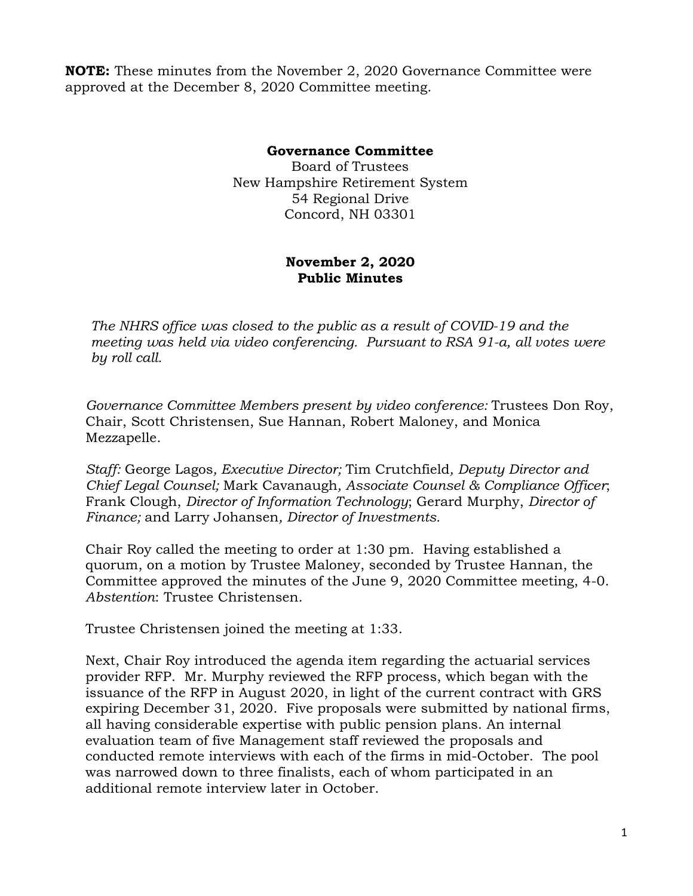**NOTE:** These minutes from the November 2, 2020 Governance Committee were approved at the December 8, 2020 Committee meeting.

**Governance Committee**
Board of Trustees
New Hampshire Retirement System
54 Regional Drive
Concord, NH 03301

**November 2, 2020**
**Public Minutes**

*The NHRS office was closed to the public as a result of COVID-19 and the meeting was held via video conferencing. Pursuant to RSA 91-a, all votes were by roll call.*

*Governance Committee Members present by video conference:* Trustees Don Roy, Chair, Scott Christensen, Sue Hannan, Robert Maloney, and Monica Mezzapelle.

*Staff:* George Lagos*, Executive Director;* Tim Crutchfield*, Deputy Director and Chief Legal Counsel;* Mark Cavanaugh*, Associate Counsel & Compliance Officer*; Frank Clough, *Director of Information Technology*; Gerard Murphy, *Director of Finance;* and Larry Johansen*, Director of Investments.*

Chair Roy called the meeting to order at 1:30 pm. Having established a quorum, on a motion by Trustee Maloney, seconded by Trustee Hannan, the Committee approved the minutes of the June 9, 2020 Committee meeting, 4-0. *Abstention*: Trustee Christensen.

Trustee Christensen joined the meeting at 1:33.

Next, Chair Roy introduced the agenda item regarding the actuarial services provider RFP. Mr. Murphy reviewed the RFP process, which began with the issuance of the RFP in August 2020, in light of the current contract with GRS expiring December 31, 2020. Five proposals were submitted by national firms, all having considerable expertise with public pension plans. An internal evaluation team of five Management staff reviewed the proposals and conducted remote interviews with each of the firms in mid-October. The pool was narrowed down to three finalists, each of whom participated in an additional remote interview later in October.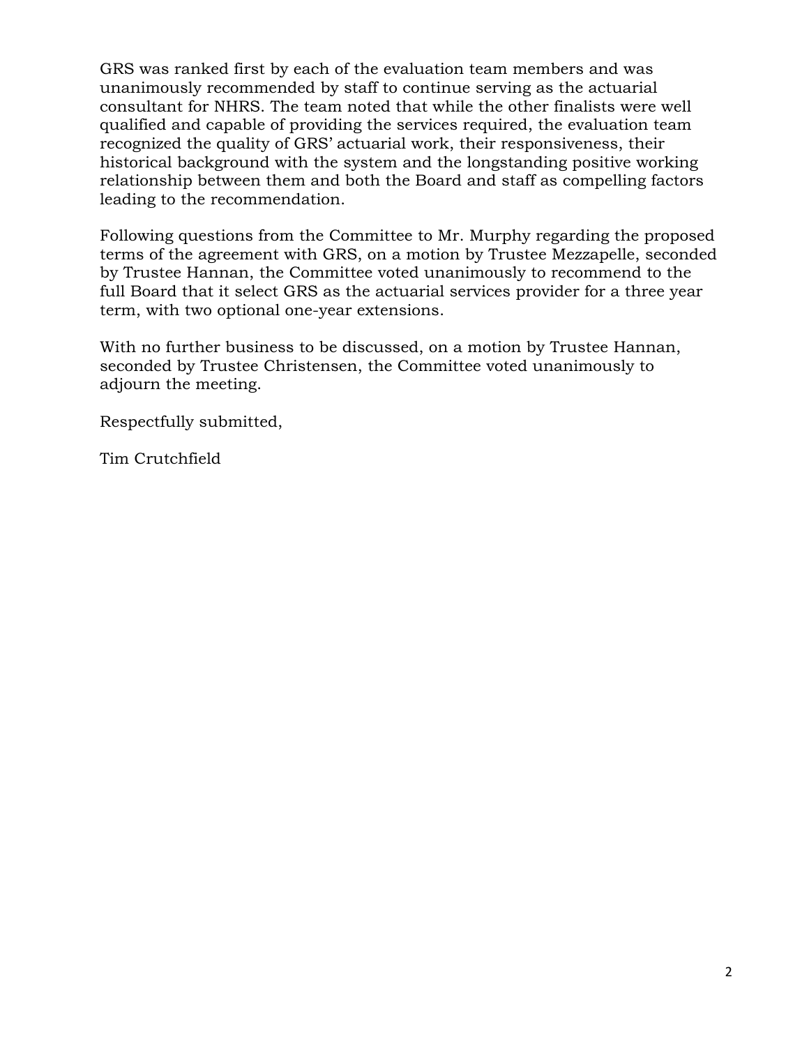GRS was ranked first by each of the evaluation team members and was unanimously recommended by staff to continue serving as the actuarial consultant for NHRS. The team noted that while the other finalists were well qualified and capable of providing the services required, the evaluation team recognized the quality of GRS' actuarial work, their responsiveness, their historical background with the system and the longstanding positive working relationship between them and both the Board and staff as compelling factors leading to the recommendation.

Following questions from the Committee to Mr. Murphy regarding the proposed terms of the agreement with GRS, on a motion by Trustee Mezzapelle, seconded by Trustee Hannan, the Committee voted unanimously to recommend to the full Board that it select GRS as the actuarial services provider for a three year term, with two optional one-year extensions.

With no further business to be discussed, on a motion by Trustee Hannan, seconded by Trustee Christensen, the Committee voted unanimously to adjourn the meeting.

Respectfully submitted,

Tim Crutchfield